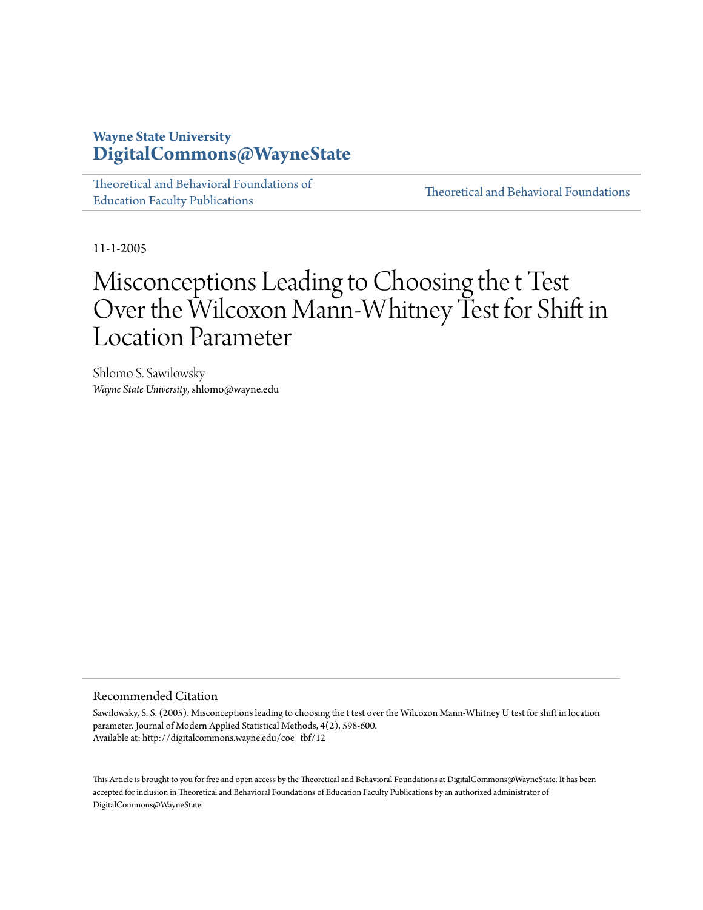**Wayne State University**
**DigitalCommons@WayneState**

Theoretical and Behavioral Foundations of Education Faculty Publications | Theoretical and Behavioral Foundations

11-1-2005

# Misconceptions Leading to Choosing the t Test Over the Wilcoxon Mann-Whitney Test for Shift in Location Parameter

Shlomo S. Sawilowsky
*Wayne State University*, shlomo@wayne.edu

## Recommended Citation

Sawilowsky, S. S. (2005). Misconceptions leading to choosing the t test over the Wilcoxon Mann-Whitney U test for shift in location parameter. Journal of Modern Applied Statistical Methods, 4(2), 598-600.
Available at: http://digitalcommons.wayne.edu/coe_tbf/12

This Article is brought to you for free and open access by the Theoretical and Behavioral Foundations at DigitalCommons@WayneState. It has been accepted for inclusion in Theoretical and Behavioral Foundations of Education Faculty Publications by an authorized administrator of DigitalCommons@WayneState.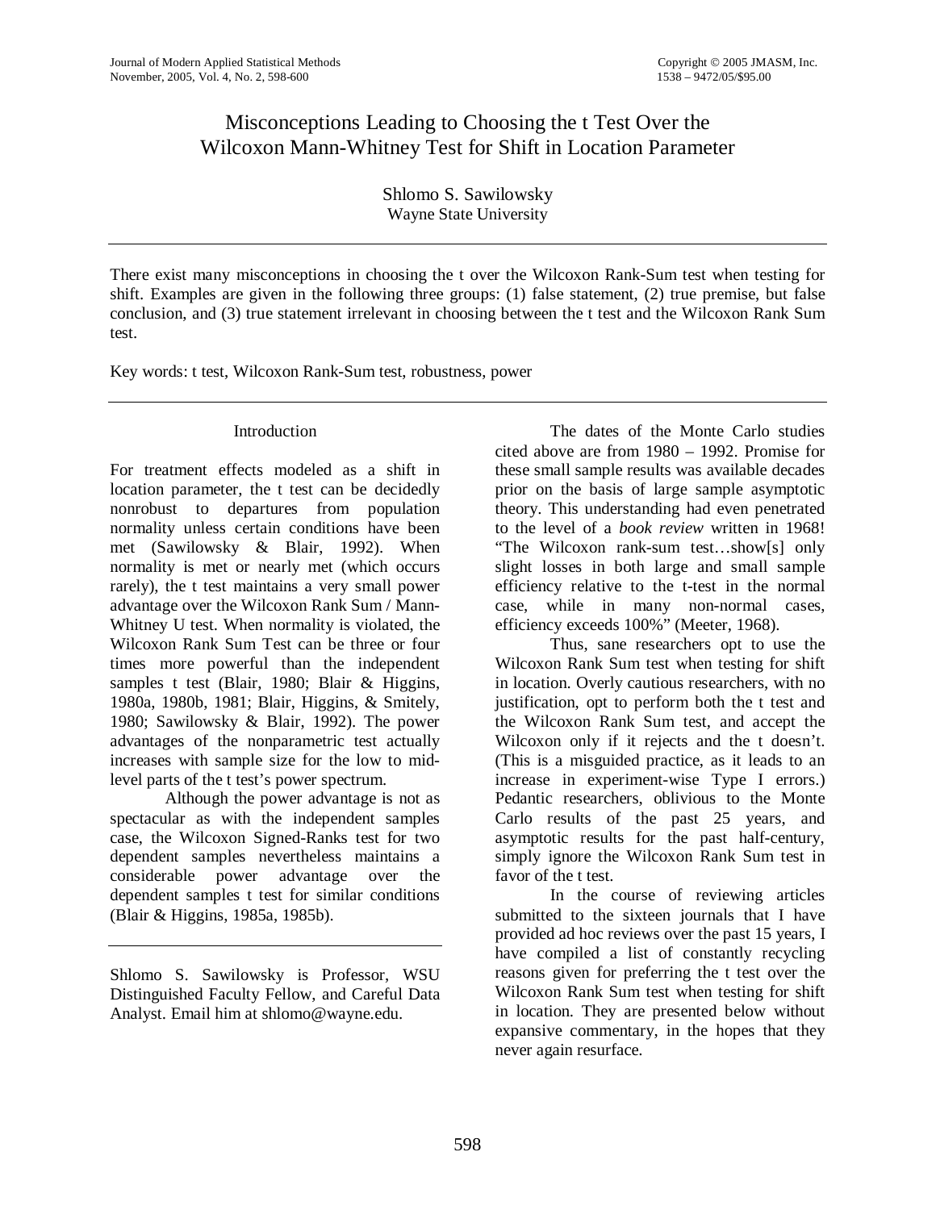# Misconceptions Leading to Choosing the t Test Over the Wilcoxon Mann-Whitney Test for Shift in Location Parameter

Shlomo S. Sawilowsky
Wayne State University

There exist many misconceptions in choosing the t over the Wilcoxon Rank-Sum test when testing for shift. Examples are given in the following three groups: (1) false statement, (2) true premise, but false conclusion, and (3) true statement irrelevant in choosing between the t test and the Wilcoxon Rank Sum test.

Key words: t test, Wilcoxon Rank-Sum test, robustness, power

## Introduction

For treatment effects modeled as a shift in location parameter, the t test can be decidedly nonrobust to departures from population normality unless certain conditions have been met (Sawilowsky & Blair, 1992). When normality is met or nearly met (which occurs rarely), the t test maintains a very small power advantage over the Wilcoxon Rank Sum / Mann-Whitney U test. When normality is violated, the Wilcoxon Rank Sum Test can be three or four times more powerful than the independent samples t test (Blair, 1980; Blair & Higgins, 1980a, 1980b, 1981; Blair, Higgins, & Smitely, 1980; Sawilowsky & Blair, 1992). The power advantages of the nonparametric test actually increases with sample size for the low to mid-level parts of the t test's power spectrum.

Although the power advantage is not as spectacular as with the independent samples case, the Wilcoxon Signed-Ranks test for two dependent samples nevertheless maintains a considerable power advantage over the dependent samples t test for similar conditions (Blair & Higgins, 1985a, 1985b).

Shlomo S. Sawilowsky is Professor, WSU Distinguished Faculty Fellow, and Careful Data Analyst. Email him at shlomo@wayne.edu.

The dates of the Monte Carlo studies cited above are from 1980 – 1992. Promise for these small sample results was available decades prior on the basis of large sample asymptotic theory. This understanding had even penetrated to the level of a *book review* written in 1968! "The Wilcoxon rank-sum test…show[s] only slight losses in both large and small sample efficiency relative to the t-test in the normal case, while in many non-normal cases, efficiency exceeds 100%" (Meeter, 1968).

Thus, sane researchers opt to use the Wilcoxon Rank Sum test when testing for shift in location. Overly cautious researchers, with no justification, opt to perform both the t test and the Wilcoxon Rank Sum test, and accept the Wilcoxon only if it rejects and the t doesn't. (This is a misguided practice, as it leads to an increase in experiment-wise Type I errors.) Pedantic researchers, oblivious to the Monte Carlo results of the past 25 years, and asymptotic results for the past half-century, simply ignore the Wilcoxon Rank Sum test in favor of the t test.

In the course of reviewing articles submitted to the sixteen journals that I have provided ad hoc reviews over the past 15 years, I have compiled a list of constantly recycling reasons given for preferring the t test over the Wilcoxon Rank Sum test when testing for shift in location. They are presented below without expansive commentary, in the hopes that they never again resurface.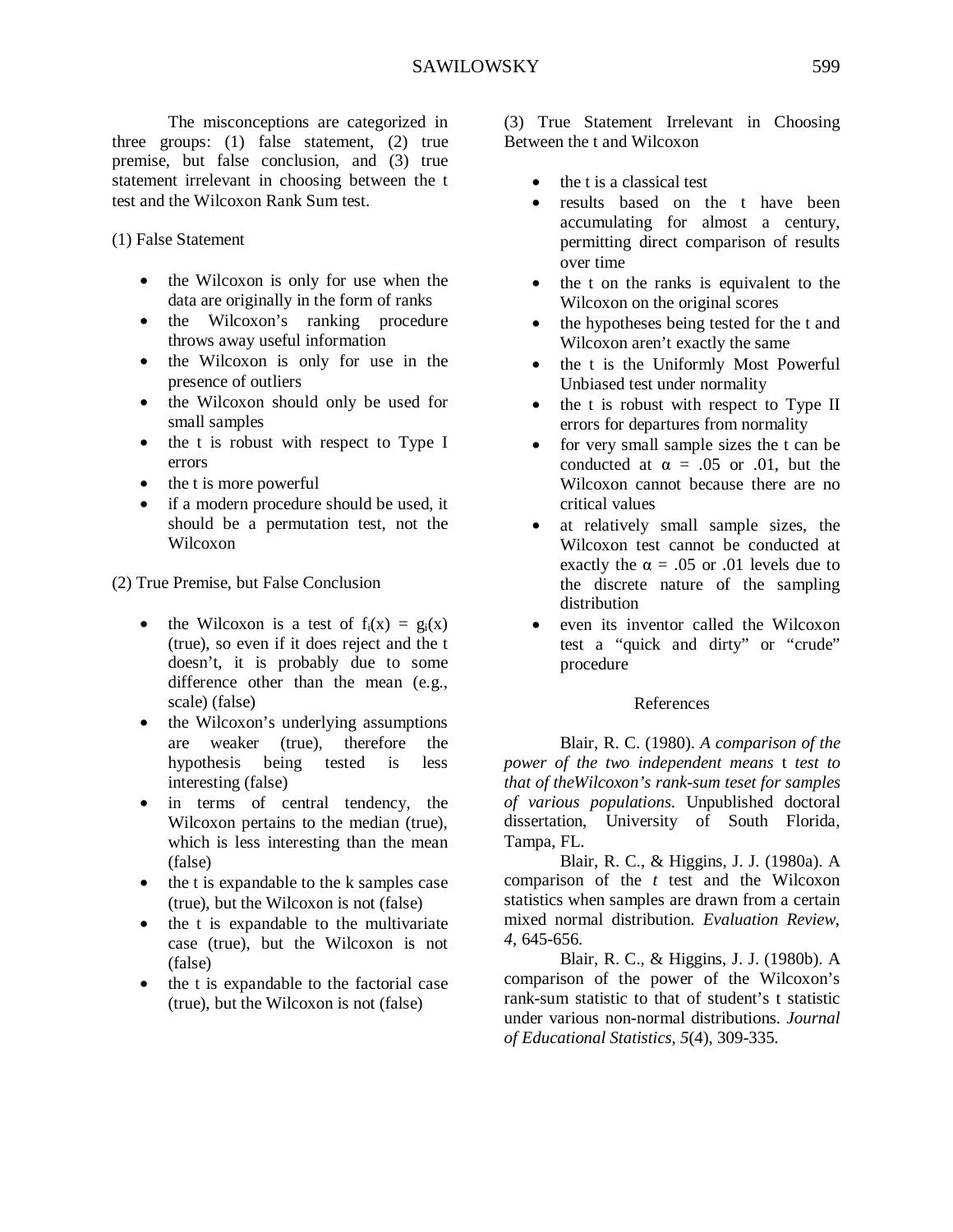The misconceptions are categorized in three groups: (1) false statement, (2) true premise, but false conclusion, and (3) true statement irrelevant in choosing between the t test and the Wilcoxon Rank Sum test.

(1) False Statement

- the Wilcoxon is only for use when the data are originally in the form of ranks
- the Wilcoxon's ranking procedure throws away useful information
- the Wilcoxon is only for use in the presence of outliers
- the Wilcoxon should only be used for small samples
- the t is robust with respect to Type I errors
- the t is more powerful
- if a modern procedure should be used, it should be a permutation test, not the Wilcoxon

(2) True Premise, but False Conclusion

- the Wilcoxon is a test of $f_i(x) = g_i(x)$ (true), so even if it does reject and the t doesn't, it is probably due to some difference other than the mean (e.g., scale) (false)
- the Wilcoxon's underlying assumptions are weaker (true), therefore the hypothesis being tested is less interesting (false)
- in terms of central tendency, the Wilcoxon pertains to the median (true), which is less interesting than the mean (false)
- the t is expandable to the k samples case (true), but the Wilcoxon is not (false)
- the t is expandable to the multivariate case (true), but the Wilcoxon is not (false)
- the t is expandable to the factorial case (true), but the Wilcoxon is not (false)

(3) True Statement Irrelevant in Choosing Between the t and Wilcoxon

- the t is a classical test
- results based on the t have been accumulating for almost a century, permitting direct comparison of results over time
- the t on the ranks is equivalent to the Wilcoxon on the original scores
- the hypotheses being tested for the t and Wilcoxon aren't exactly the same
- the t is the Uniformly Most Powerful Unbiased test under normality
- the t is robust with respect to Type II errors for departures from normality
- for very small sample sizes the t can be conducted at $\alpha = .05$ or .01, but the Wilcoxon cannot because there are no critical values
- at relatively small sample sizes, the Wilcoxon test cannot be conducted at exactly the $\alpha = .05$ or .01 levels due to the discrete nature of the sampling distribution
- even its inventor called the Wilcoxon test a "quick and dirty" or "crude" procedure

## References

Blair, R. C. (1980). *A comparison of the power of the two independent means* t *test to that of theWilcoxon's rank-sum teset for samples of various populations.* Unpublished doctoral dissertation, University of South Florida, Tampa, FL.

Blair, R. C., & Higgins, J. J. (1980a). A comparison of the *t* test and the Wilcoxon statistics when samples are drawn from a certain mixed normal distribution. *Evaluation Review, 4*, 645-656.

Blair, R. C., & Higgins, J. J. (1980b). A comparison of the power of the Wilcoxon's rank-sum statistic to that of student's t statistic under various non-normal distributions. *Journal of Educational Statistics, 5*(4), 309-335.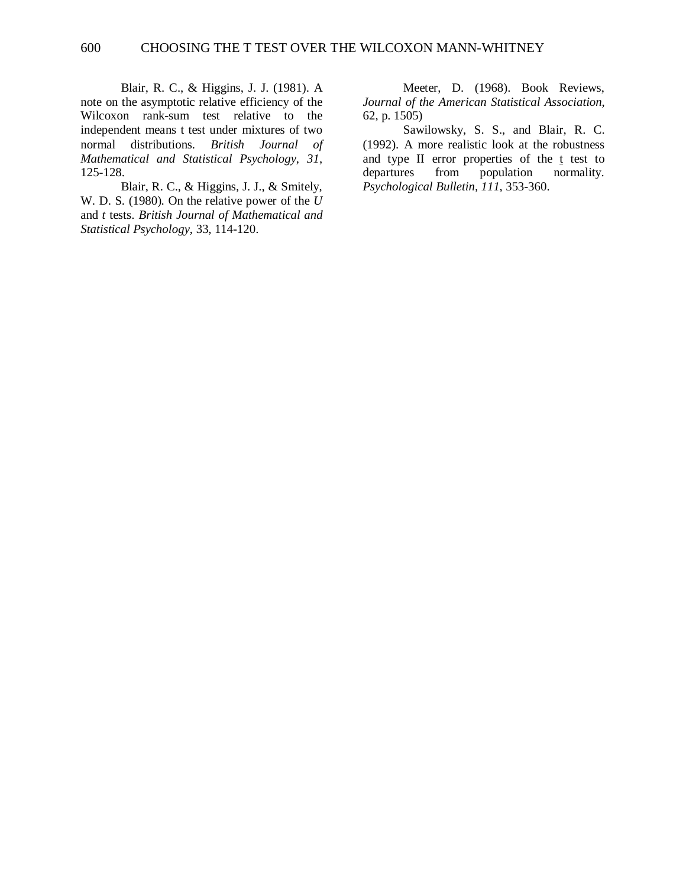Blair, R. C., & Higgins, J. J. (1981). A note on the asymptotic relative efficiency of the Wilcoxon rank-sum test relative to the independent means t test under mixtures of two normal distributions. *British Journal of Mathematical and Statistical Psychology*, *31*, 125-128.

Blair, R. C., & Higgins, J. J., & Smitely, W. D. S. (1980). On the relative power of the *U* and *t* tests. *British Journal of Mathematical and Statistical Psychology*, 33, 114-120.

Meeter, D. (1968). Book Reviews, *Journal of the American Statistical Association*, 62, p. 1505)

Sawilowsky, S. S., and Blair, R. C. (1992). A more realistic look at the robustness and type II error properties of the t test to departures from population normality. *Psychological Bulletin*, *111*, 353-360.